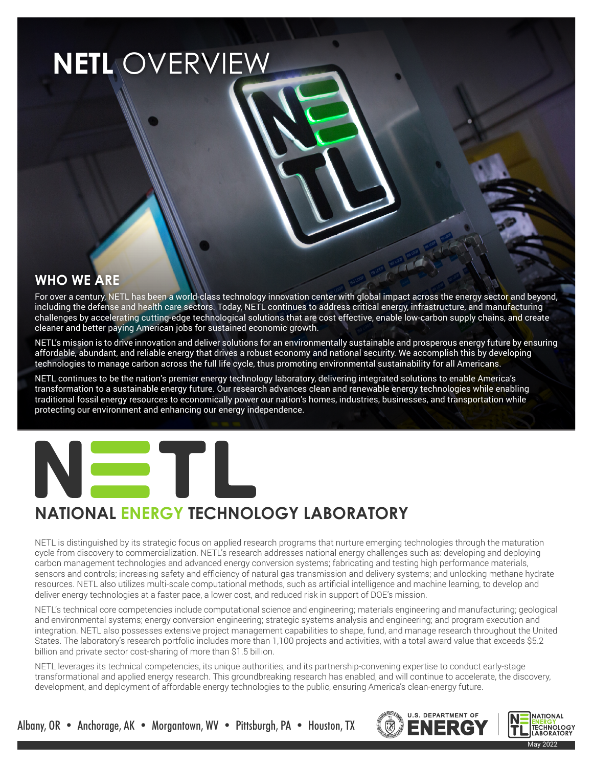# NETL OVERVIEW

## WHO WE ARE

For over a century, NETL has been a world-class technology innovation center with global impact across the energy sector and beyond, including the defense and health care sectors. Today, NETL continues to address critical energy, infrastructure, and manufacturing challenges by accelerating cutting-edge technological solutions that are cost effective, enable low-carbon supply chains, and create cleaner and better paying American jobs for sustained economic growth.

NETL's mission is to drive innovation and deliver solutions for an environmentally sustainable and prosperous energy future by ensuring affordable, abundant, and reliable energy that drives a robust economy and national security. We accomplish this by developing technologies to manage carbon across the full life cycle, thus promoting environmental sustainability for all Americans.

NETL continues to be the nation's premier energy technology laboratory, delivering integrated solutions to enable America's transformation to a sustainable energy future. Our research advances clean and renewable energy technologies while enabling traditional fossil energy resources to economically power our nation's homes, industries, businesses, and transportation while protecting our environment and enhancing our energy independence.

## NATIONAL ENERGY TECHNOLOGY LABORATORY

NETL is distinguished by its strategic focus on applied research programs that nurture emerging technologies through the maturation cycle from discovery to commercialization. NETL's research addresses national energy challenges such as: developing and deploying carbon management technologies and advanced energy conversion systems; fabricating and testing high performance materials, sensors and controls; increasing safety and efficiency of natural gas transmission and delivery systems; and unlocking methane hydrate resources. NETL also utilizes multi-scale computational methods, such as artificial intelligence and machine learning, to develop and deliver energy technologies at a faster pace, a lower cost, and reduced risk in support of DOE's mission.

NETL's technical core competencies include computational science and engineering; materials engineering and manufacturing; geological and environmental systems; energy conversion engineering; strategic systems analysis and engineering; and program execution and integration. NETL also possesses extensive project management capabilities to shape, fund, and manage research throughout the United States. The laboratory's research portfolio includes more than 1,100 projects and activities, with a total award value that exceeds $5.2 billion and private sector cost-sharing of more than $1.5 billion.

NETL leverages its technical competencies, its unique authorities, and its partnership-convening expertise to conduct early-stage transformational and applied energy research. This groundbreaking research has enabled, and will continue to accelerate, the discovery, development, and deployment of affordable energy technologies to the public, ensuring America's clean-energy future.

Albany, OR • Anchorage, AK • Morgantown, WV • Pittsburgh, PA • Houston, TX

U.S. DEPARTMENT OF ENERGY | NATIONAL ENERGY TECHNOLOGY LABORATORY

May 2022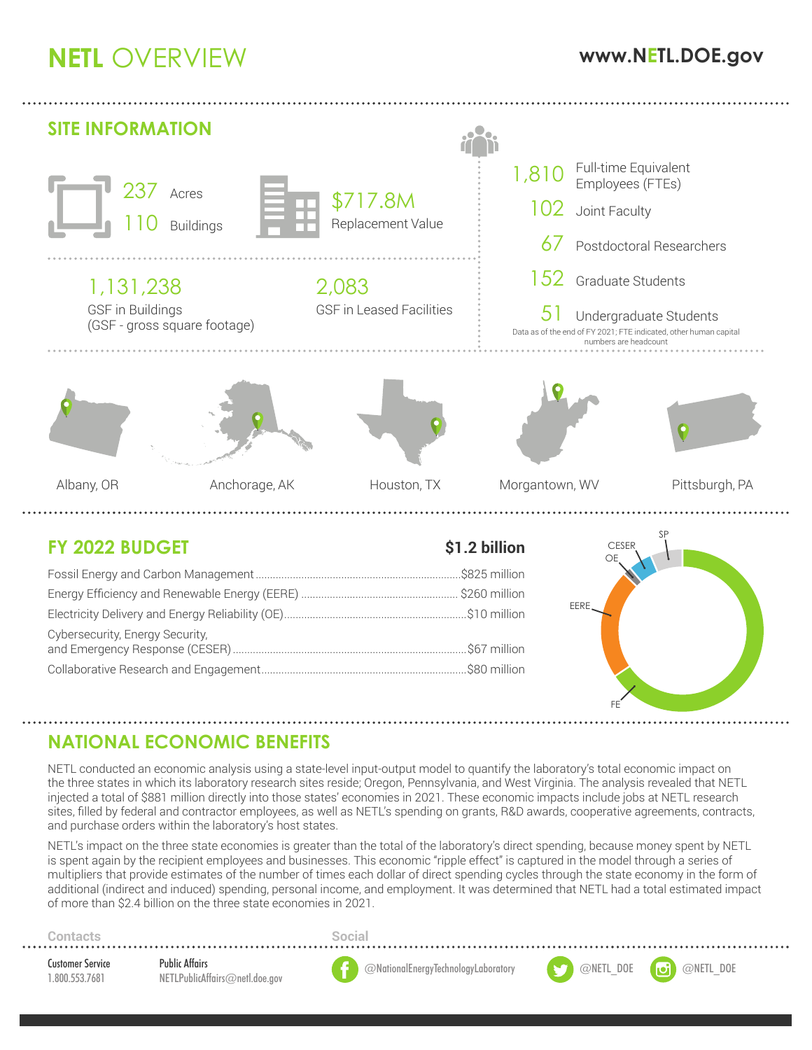# NETL OVERVIEW

www.NETL.DOE.gov

## SITE INFORMATION

237 Acres

110 Buildings

$717.8M Replacement Value

1,131,238 GSF in Buildings (GSF - gross square footage)

2,083 GSF in Leased Facilities

1,810 Full-time Equivalent Employees (FTEs)

102 Joint Faculty

67 Postdoctoral Researchers

152 Graduate Students

51 Undergraduate Students

Data as of the end of FY 2021; FTE indicated, other human capital numbers are headcount

Albany, OR

Anchorage, AK

Houston, TX

Morgantown, WV

Pittsburgh, PA

## FY 2022 BUDGET

**$1.2 billion**

| | |
|---|---|
| Fossil Energy and Carbon Management | $825 million |
| Energy Efficiency and Renewable Energy (EERE) | $260 million |
| Electricity Delivery and Energy Reliability (OE) | $10 million |
| Cybersecurity, Energy Security, and Emergency Response (CESER) | $67 million |
| Collaborative Research and Engagement | $80 million |

SP

CESER

OE

EERE

FE

## NATIONAL ECONOMIC BENEFITS

NETL conducted an economic analysis using a state-level input-output model to quantify the laboratory's total economic impact on the three states in which its laboratory research sites reside; Oregon, Pennsylvania, and West Virginia. The analysis revealed that NETL injected a total of $881 million directly into those states' economies in 2021. These economic impacts include jobs at NETL research sites, filled by federal and contractor employees, as well as NETL's spending on grants, R&D awards, cooperative agreements, contracts, and purchase orders within the laboratory's host states.

NETL's impact on the three state economies is greater than the total of the laboratory's direct spending, because money spent by NETL is spent again by the recipient employees and businesses. This economic "ripple effect" is captured in the model through a series of multipliers that provide estimates of the number of times each dollar of direct spending cycles through the state economy in the form of additional (indirect and induced) spending, personal income, and employment. It was determined that NETL had a total estimated impact of more than $2.4 billion on the three state economies in 2021.

**Contacts**

Customer Service
1.800.553.7681

Public Affairs
NETLPublicAffairs@netl.doe.gov

**Social**

@NationalEnergyTechnologyLaboratory

@NETL_DOE

@NETL_DOE